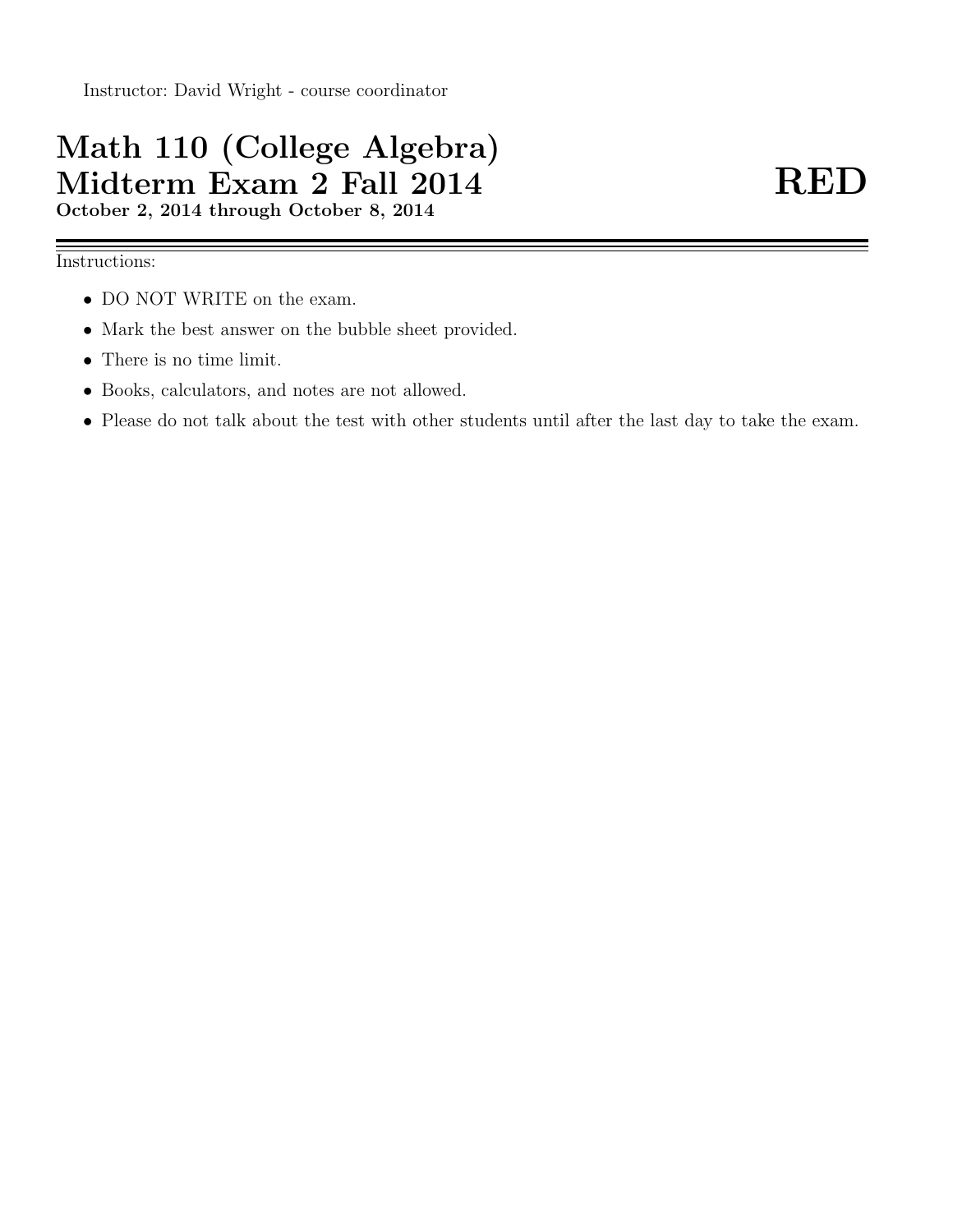Instructor: David Wright - course coordinator

# Math 110 (College Algebra) Midterm Exam 2 Fall 2014 **RED**

**October 2, 2014 through October 8, 2014**

---

Instructions:

- DO NOT WRITE on the exam.
- Mark the best answer on the bubble sheet provided.
- There is no time limit.
- Books, calculators, and notes are not allowed.
- Please do not talk about the test with other students until after the last day to take the exam.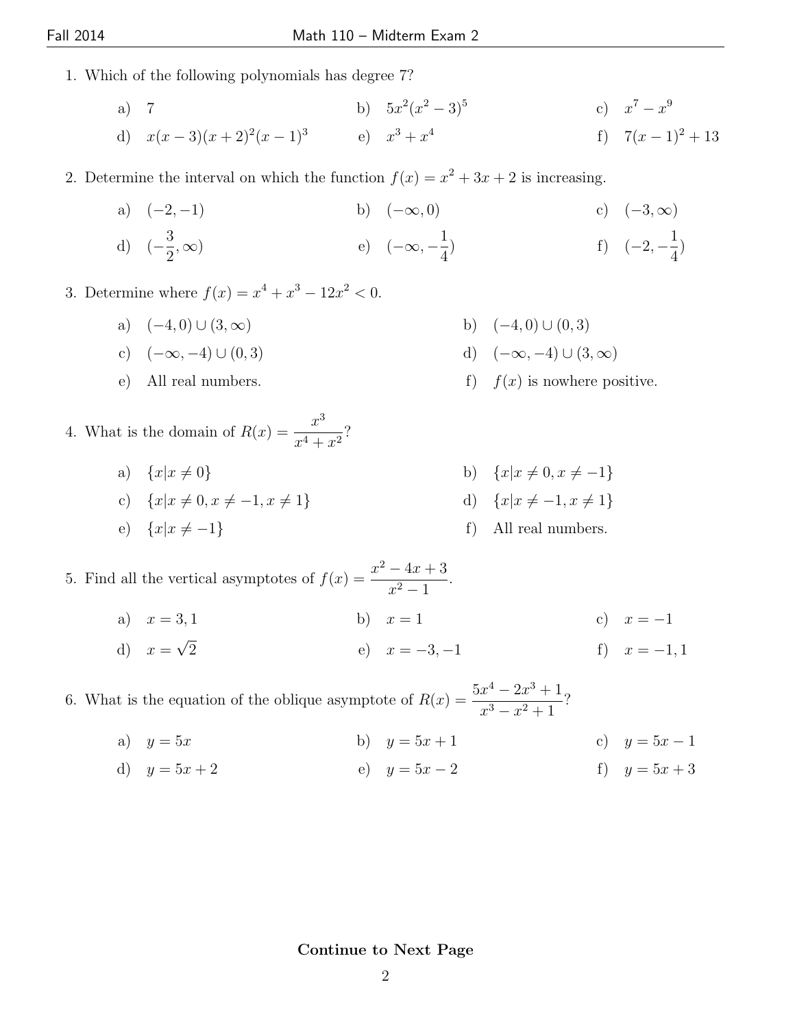1. Which of the following polynomials has degree 7?

   a) $7$
   b) $5x^2(x^2-3)^5$
   c) $x^7 - x^9$
   d) $x(x-3)(x+2)^2(x-1)^3$
   e) $x^3 + x^4$
   f) $7(x-1)^2 + 13$

2. Determine the interval on which the function $f(x) = x^2 + 3x + 2$ is increasing.

   a) $(-2, -1)$
   b) $(-\infty, 0)$
   c) $(-3, \infty)$
   d) $(-\frac{3}{2}, \infty)$
   e) $(-\infty, -\frac{1}{4})$
   f) $(-2, -\frac{1}{4})$

3. Determine where $f(x) = x^4 + x^3 - 12x^2 < 0$.

   a) $(-4, 0) \cup (3, \infty)$
   b) $(-4, 0) \cup (0, 3)$
   c) $(-\infty, -4) \cup (0, 3)$
   d) $(-\infty, -4) \cup (3, \infty)$
   e) All real numbers.
   f) $f(x)$ is nowhere positive.

4. What is the domain of $R(x) = \dfrac{x^3}{x^4 + x^2}$?

   a) $\{x | x \neq 0\}$
   b) $\{x | x \neq 0, x \neq -1\}$
   c) $\{x | x \neq 0, x \neq -1, x \neq 1\}$
   d) $\{x | x \neq -1, x \neq 1\}$
   e) $\{x | x \neq -1\}$
   f) All real numbers.

5. Find all the vertical asymptotes of $f(x) = \dfrac{x^2 - 4x + 3}{x^2 - 1}$.

   a) $x = 3, 1$
   b) $x = 1$
   c) $x = -1$
   d) $x = \sqrt{2}$
   e) $x = -3, -1$
   f) $x = -1, 1$

6. What is the equation of the oblique asymptote of $R(x) = \dfrac{5x^4 - 2x^3 + 1}{x^3 - x^2 + 1}$?

   a) $y = 5x$
   b) $y = 5x + 1$
   c) $y = 5x - 1$
   d) $y = 5x + 2$
   e) $y = 5x - 2$
   f) $y = 5x + 3$

**Continue to Next Page**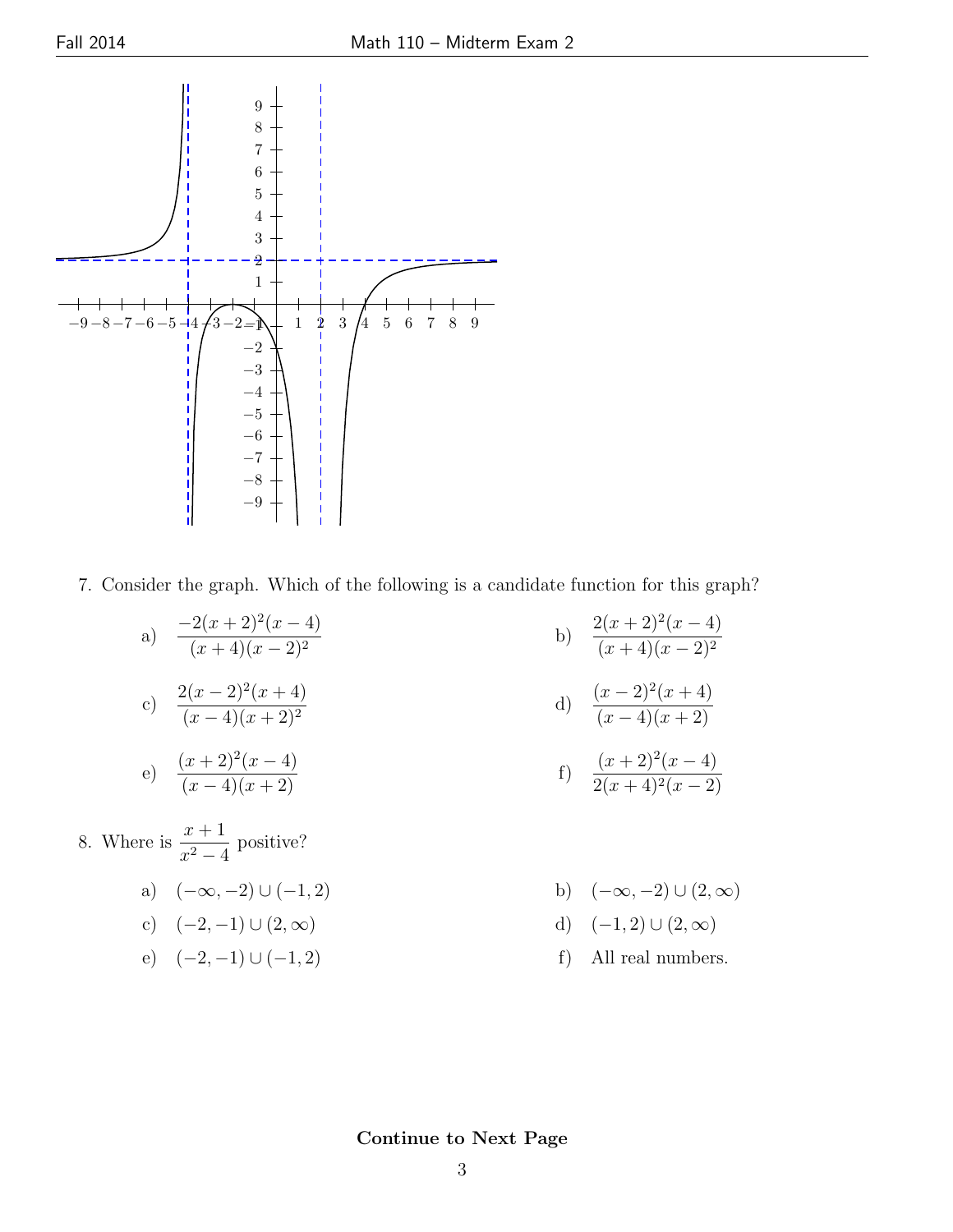7. Consider the graph. Which of the following is a candidate function for this graph?

   a) $\dfrac{-2(x+2)^2(x-4)}{(x+4)(x-2)^2}$

   b) $\dfrac{2(x+2)^2(x-4)}{(x+4)(x-2)^2}$

   c) $\dfrac{2(x-2)^2(x+4)}{(x-4)(x+2)^2}$

   d) $\dfrac{(x-2)^2(x+4)}{(x-4)(x+2)}$

   e) $\dfrac{(x+2)^2(x-4)}{(x-4)(x+2)}$

   f) $\dfrac{(x+2)^2(x-4)}{2(x+4)^2(x-2)}$

8. Where is $\dfrac{x+1}{x^2-4}$ positive?

   a) $(-\infty,-2)\cup(-1,2)$

   b) $(-\infty,-2)\cup(2,\infty)$

   c) $(-2,-1)\cup(2,\infty)$

   d) $(-1,2)\cup(2,\infty)$

   e) $(-2,-1)\cup(-1,2)$

   f) All real numbers.

**Continue to Next Page**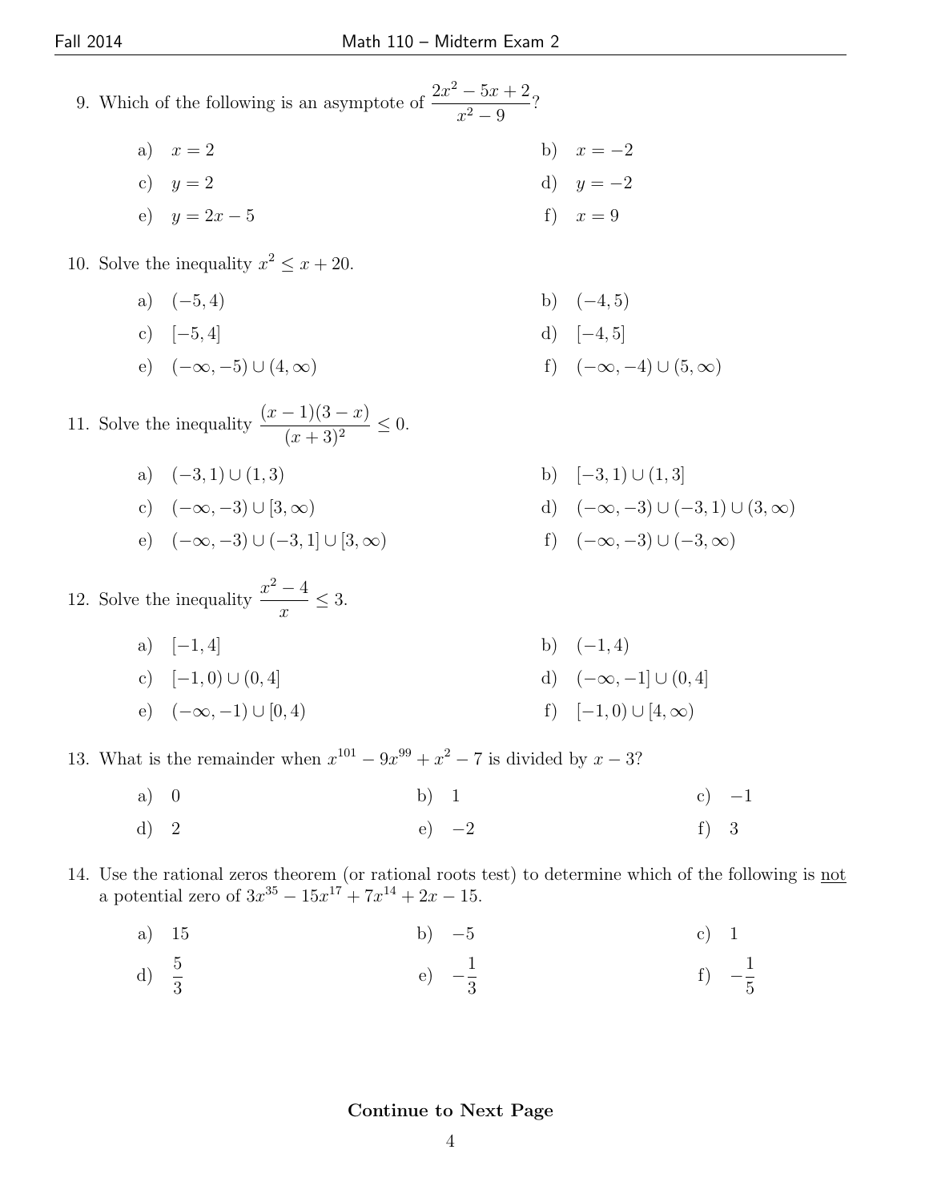9. Which of the following is an asymptote of $\dfrac{2x^2 - 5x + 2}{x^2 - 9}$?

   a) $x = 2$ b) $x = -2$

   c) $y = 2$ d) $y = -2$

   e) $y = 2x - 5$ f) $x = 9$

10. Solve the inequality $x^2 \leq x + 20$.

    a) $(-5, 4)$ b) $(-4, 5)$

    c) $[-5, 4]$ d) $[-4, 5]$

    e) $(-\infty, -5) \cup (4, \infty)$ f) $(-\infty, -4) \cup (5, \infty)$

11. Solve the inequality $\dfrac{(x-1)(3-x)}{(x+3)^2} \leq 0$.

    a) $(-3, 1) \cup (1, 3)$ b) $[-3, 1) \cup (1, 3]$

    c) $(-\infty, -3) \cup [3, \infty)$ d) $(-\infty, -3) \cup (-3, 1) \cup (3, \infty)$

    e) $(-\infty, -3) \cup (-3, 1] \cup [3, \infty)$ f) $(-\infty, -3) \cup (-3, \infty)$

12. Solve the inequality $\dfrac{x^2 - 4}{x} \leq 3$.

    a) $[-1, 4]$ b) $(-1, 4)$

    c) $[-1, 0) \cup (0, 4]$ d) $(-\infty, -1] \cup (0, 4]$

    e) $(-\infty, -1) \cup [0, 4)$ f) $[-1, 0) \cup [4, \infty)$

13. What is the remainder when $x^{101} - 9x^{99} + x^2 - 7$ is divided by $x - 3$?

    a) $0$ b) $1$ c) $-1$

    d) $2$ e) $-2$ f) $3$

14. Use the rational zeros theorem (or rational roots test) to determine which of the following is not a potential zero of $3x^{35} - 15x^{17} + 7x^{14} + 2x - 15$.

    a) $15$ b) $-5$ c) $1$

    d) $\dfrac{5}{3}$ e) $-\dfrac{1}{3}$ f) $-\dfrac{1}{5}$

**Continue to Next Page**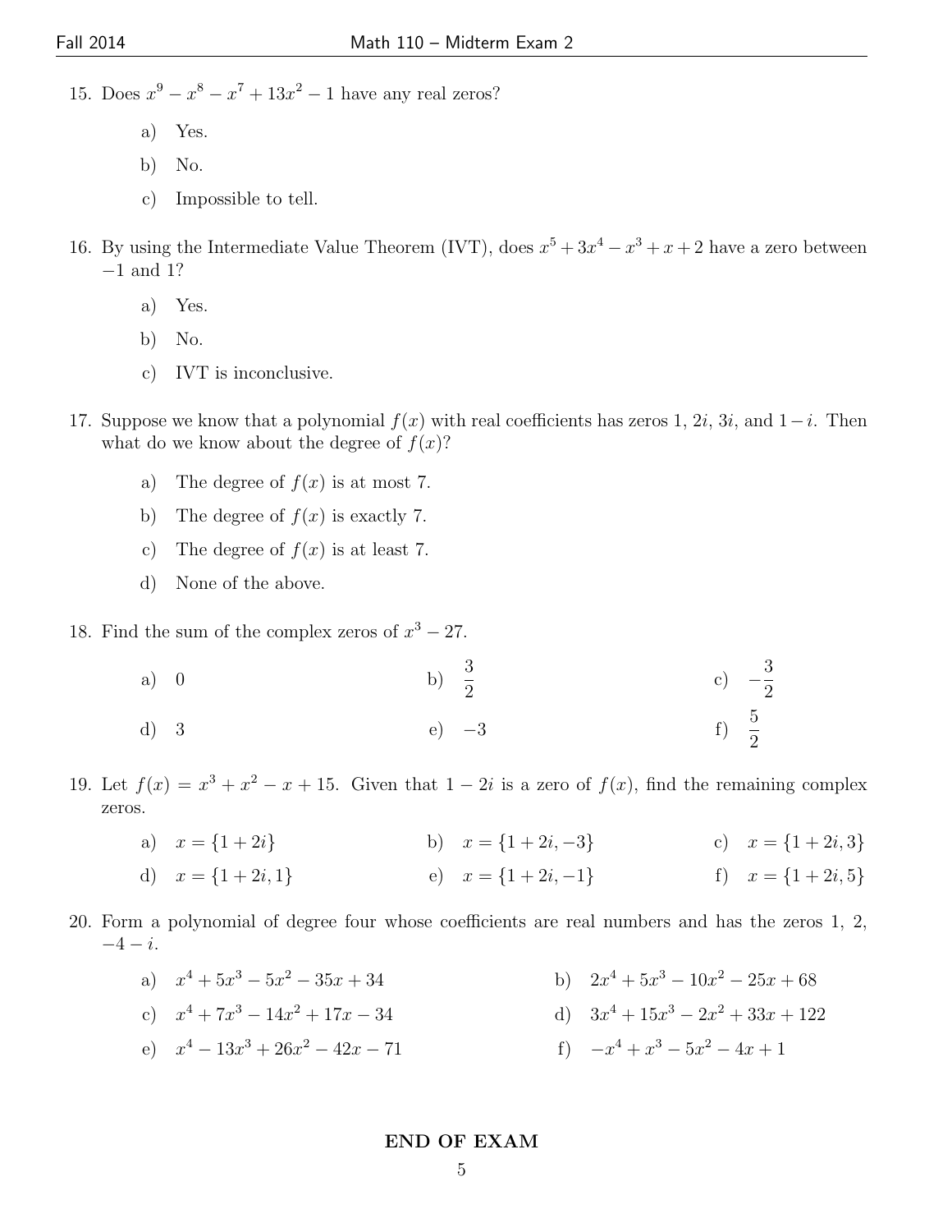15. Does $x^9 - x^8 - x^7 + 13x^2 - 1$ have any real zeros?

    a) Yes.

    b) No.

    c) Impossible to tell.

16. By using the Intermediate Value Theorem (IVT), does $x^5 + 3x^4 - x^3 + x + 2$ have a zero between $-1$ and $1$?

    a) Yes.

    b) No.

    c) IVT is inconclusive.

17. Suppose we know that a polynomial $f(x)$ with real coefficients has zeros 1, $2i$, $3i$, and $1 - i$. Then what do we know about the degree of $f(x)$?

    a) The degree of $f(x)$ is at most 7.

    b) The degree of $f(x)$ is exactly 7.

    c) The degree of $f(x)$ is at least 7.

    d) None of the above.

18. Find the sum of the complex zeros of $x^3 - 27$.

    a) $0$

    b) $\frac{3}{2}$

    c) $-\frac{3}{2}$

    d) $3$

    e) $-3$

    f) $\frac{5}{2}$

19. Let $f(x) = x^3 + x^2 - x + 15$. Given that $1 - 2i$ is a zero of $f(x)$, find the remaining complex zeros.

    a) $x = \{1 + 2i\}$

    b) $x = \{1 + 2i, -3\}$

    c) $x = \{1 + 2i, 3\}$

    d) $x = \{1 + 2i, 1\}$

    e) $x = \{1 + 2i, -1\}$

    f) $x = \{1 + 2i, 5\}$

20. Form a polynomial of degree four whose coefficients are real numbers and has the zeros 1, 2, $-4 - i$.

    a) $x^4 + 5x^3 - 5x^2 - 35x + 34$

    b) $2x^4 + 5x^3 - 10x^2 - 25x + 68$

    c) $x^4 + 7x^3 - 14x^2 + 17x - 34$

    d) $3x^4 + 15x^3 - 2x^2 + 33x + 122$

    e) $x^4 - 13x^3 + 26x^2 - 42x - 71$

    f) $-x^4 + x^3 - 5x^2 - 4x + 1$

**END OF EXAM**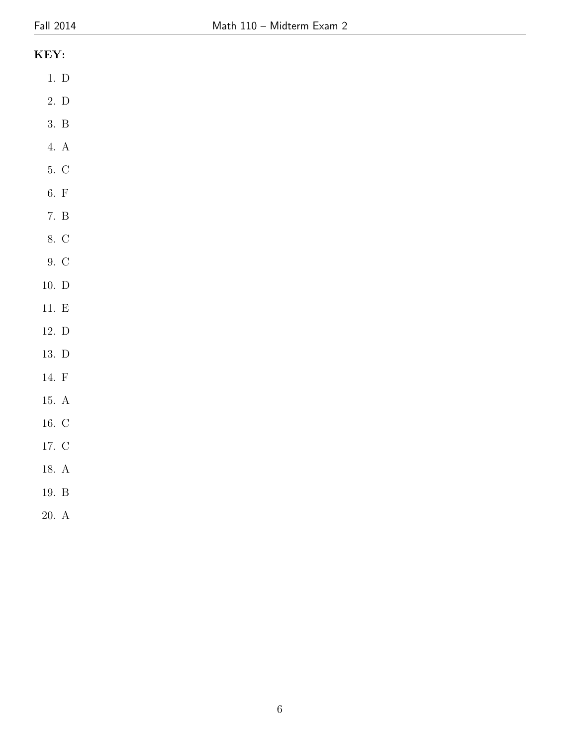**KEY:**

1. D
2. D
3. B
4. A
5. C
6. F
7. B
8. C
9. C
10. D
11. E
12. D
13. D
14. F
15. A
16. C
17. C
18. A
19. B
20. A